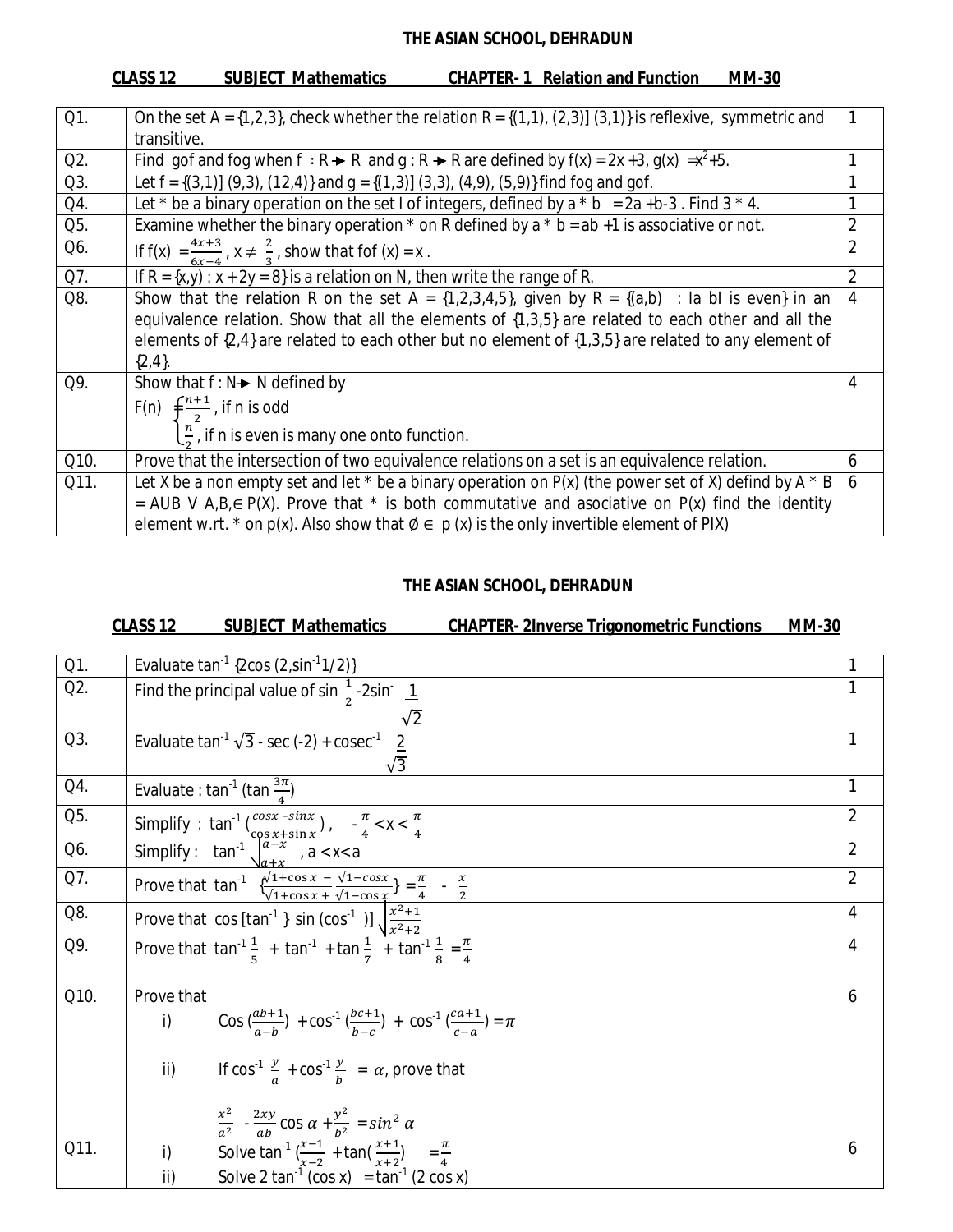## THE ASIAN SCHOOL, DEHRADUN

**CLASS 12 SUBJECT Mathematics CHAPTER- 1 Relation and Function MM-30**

| | | |
|---|---|---|
| Q1. | On the set A = {1,2,3}, check whether the relation R = {(1,1), (2,3)] (3,1)} is reflexive, symmetric and transitive. | 1 |
| Q2. | Find gof and fog when f : R → R and g : R → R are defined by f(x) = 2x +3, g(x) = $x^2$+5. | 1 |
| Q3. | Let f = {(3,1)] (9,3), (12,4)} and g = {(1,3)] (3,3), (4,9), (5,9)} find fog and gof. | 1 |
| Q4. | Let * be a binary operation on the set I of integers, defined by a * b = 2a +b-3 . Find 3 * 4. | 1 |
| Q5. | Examine whether the binary operation * on R defined by a * b = ab +1 is associative or not. | 2 |
| Q6. | If f(x) = $\frac{4x+3}{6x-4}$, x ≠ $\frac{2}{3}$, show that fof (x) = x . | 2 |
| Q7. | If R = {x,y) : x + 2y = 8} is a relation on N, then write the range of R. | 2 |
| Q8. | Show that the relation R on the set A = {1,2,3,4,5}, given by R = {(a,b) : Ia bI is even} in an equivalence relation. Show that all the elements of {1,3,5} are related to each other and all the elements of {2,4} are related to each other but no element of {1,3,5} are related to any element of {2,4}. | 4 |
| Q9. | Show that f : N→ N defined by F(n) = $\begin{cases} \frac{n+1}{2}, \text{ if n is odd} \\ \frac{n}{2}, \text{ if n is even is many one onto function.} \end{cases}$ | 4 |
| Q10. | Prove that the intersection of two equivalence relations on a set is an equivalence relation. | 6 |
| Q11. | Let X be a non empty set and let * be a binary operation on P(x) (the power set of X) defind by A * B = AUB V A,B,∈ P(X). Prove that * is both commutative and asociative on P(x) find the identity element w.r.t. * on p(x). Also show that Ø ∈ p (x) is the only invertible element of PIX) | 6 |

## THE ASIAN SCHOOL, DEHRADUN

**CLASS 12 SUBJECT Mathematics CHAPTER- 2Inverse Trigonometric Functions MM-30**

| | | |
|---|---|---|
| Q1. | Evaluate $\tan^{-1}$ {2cos (2,$\sin^{-1}$1/2)} | 1 |
| Q2. | Find the principal value of sin $\frac{1}{2}$ -2sin$^{-}$ $\frac{1}{\sqrt{2}}$ | 1 |
| Q3. | Evaluate $\tan^{-1}\sqrt{3}$ - sec (-2) + $\text{cosec}^{-1}$ $\frac{2}{\sqrt{3}}$ | 1 |
| Q4. | Evaluate : $\tan^{-1}$ (tan $\frac{3\pi}{4}$) | 1 |
| Q5. | Simplify : $\tan^{-1}\left(\frac{\cos x - \sin x}{\cos x + \sin x}\right)$, $-\frac{\pi}{4} < x < \frac{\pi}{4}$ | 2 |
| Q6. | Simplify : $\tan^{-1}\sqrt{\frac{a-x}{a+x}}$ , a < x< a | 2 |
| Q7. | Prove that $\tan^{-1}$ $\left\{\frac{\sqrt{1+\cos x} - \sqrt{1-\cos x}}{\sqrt{1+\cos x} + \sqrt{1-\cos x}}\right\} = \frac{\pi}{4} - \frac{x}{2}$ | 2 |
| Q8. | Prove that cos [$\tan^{-1}$ } sin ($\cos^{-1}$ )] $\sqrt{\frac{x^2+1}{x^2+2}}$ | 4 |
| Q9. | Prove that $\tan^{-1}\frac{1}{5}$ + $\tan^{-1}$ + tan $\frac{1}{7}$ + $\tan^{-1}\frac{1}{8}$ = $\frac{\pi}{4}$ | 4 |
| Q10. | Prove that<br>i) Cos $\left(\frac{ab+1}{a-b}\right)$ + $\cos^{-1}\left(\frac{bc+1}{b-c}\right)$ + $\cos^{-1}\left(\frac{ca+1}{c-a}\right) = \pi$<br>ii) If $\cos^{-1}\frac{y}{a}$ + $\cos^{-1}\frac{y}{b}$ = $\alpha$, prove that<br>$\frac{x^2}{a^2} - \frac{2xy}{ab}\cos\alpha + \frac{y^2}{b^2} = \sin^2\alpha$ | 6 |
| Q11. | i) Solve $\tan^{-1}\left(\frac{x-1}{x-2}\right)$ + tan$\left(\frac{x+1}{x+2}\right)$ = $\frac{\pi}{4}$<br>ii) Solve 2 $\tan^{-1}$ (cos x) = $\tan^{-1}$ (2 cos x) | 6 |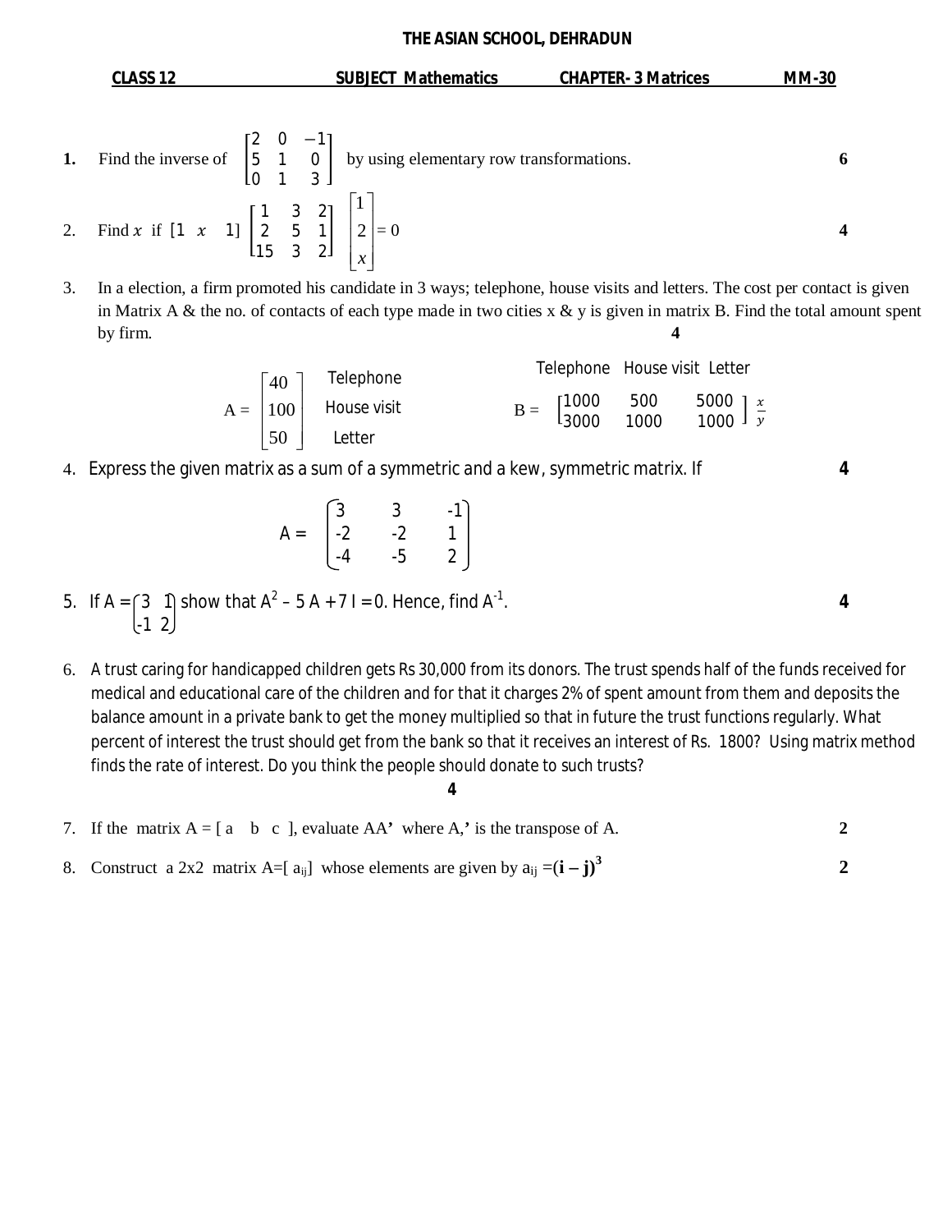# THE ASIAN SCHOOL, DEHRADUN

**CLASS 12** **SUBJECT Mathematics** **CHAPTER- 3 Matrices** **MM-30**

**1.** Find the inverse of $\begin{bmatrix} 2 & 0 & -1 \\ 5 & 1 & 0 \\ 0 & 1 & 3 \end{bmatrix}$ by using elementary row transformations. **6**

2. Find $x$ if $\begin{bmatrix} 1 & x & 1 \end{bmatrix} \begin{bmatrix} 1 & 3 & 2 \\ 2 & 5 & 1 \\ 15 & 3 & 2 \end{bmatrix} \begin{bmatrix} 1 \\ 2 \\ x \end{bmatrix} = 0$ **4**

3. In a election, a firm promoted his candidate in 3 ways; telephone, house visits and letters. The cost per contact is given in Matrix A & the no. of contacts of each type made in two cities x & y is given in matrix B. Find the total amount spent by firm. **4**

$$A = \begin{bmatrix} 40 \\ 100 \\ 50 \end{bmatrix} \begin{matrix} \text{Telephone} \\ \text{House visit} \\ \text{Letter} \end{matrix} \qquad B = \begin{matrix} \text{Telephone} & \text{House visit} & \text{Letter} \\ \end{matrix}$$

$$B = \begin{bmatrix} 1000 & 500 & 5000 \\ 3000 & 1000 & 1000 \end{bmatrix} \begin{matrix} x \\ y \end{matrix}$$

4. Express the given matrix as a sum of a symmetric and a kew, symmetric matrix. If **4**

$$A = \begin{pmatrix} 3 & 3 & -1 \\ -2 & -2 & 1 \\ -4 & -5 & 2 \end{pmatrix}$$

5. If $A = \begin{pmatrix} 3 & 1 \\ -1 & 2 \end{pmatrix}$ show that $A^2 - 5A + 7I = 0$. Hence, find $A^{-1}$. **4**

6. A trust caring for handicapped children gets Rs 30,000 from its donors. The trust spends half of the funds received for medical and educational care of the children and for that it charges 2% of spent amount from them and deposits the balance amount in a private bank to get the money multiplied so that in future the trust functions regularly. What percent of interest the trust should get from the bank so that it receives an interest of Rs. 1800? Using matrix method finds the rate of interest. Do you think the people should donate to such trusts? **4**

7. If the matrix A = [ a b c ], evaluate AA**'** where A,**'** is the transpose of A. **2**

8. Construct a 2x2 matrix $A=[a_{ij}]$ whose elements are given by $a_{ij} = (\mathbf{i} - \mathbf{j})^3$ **2**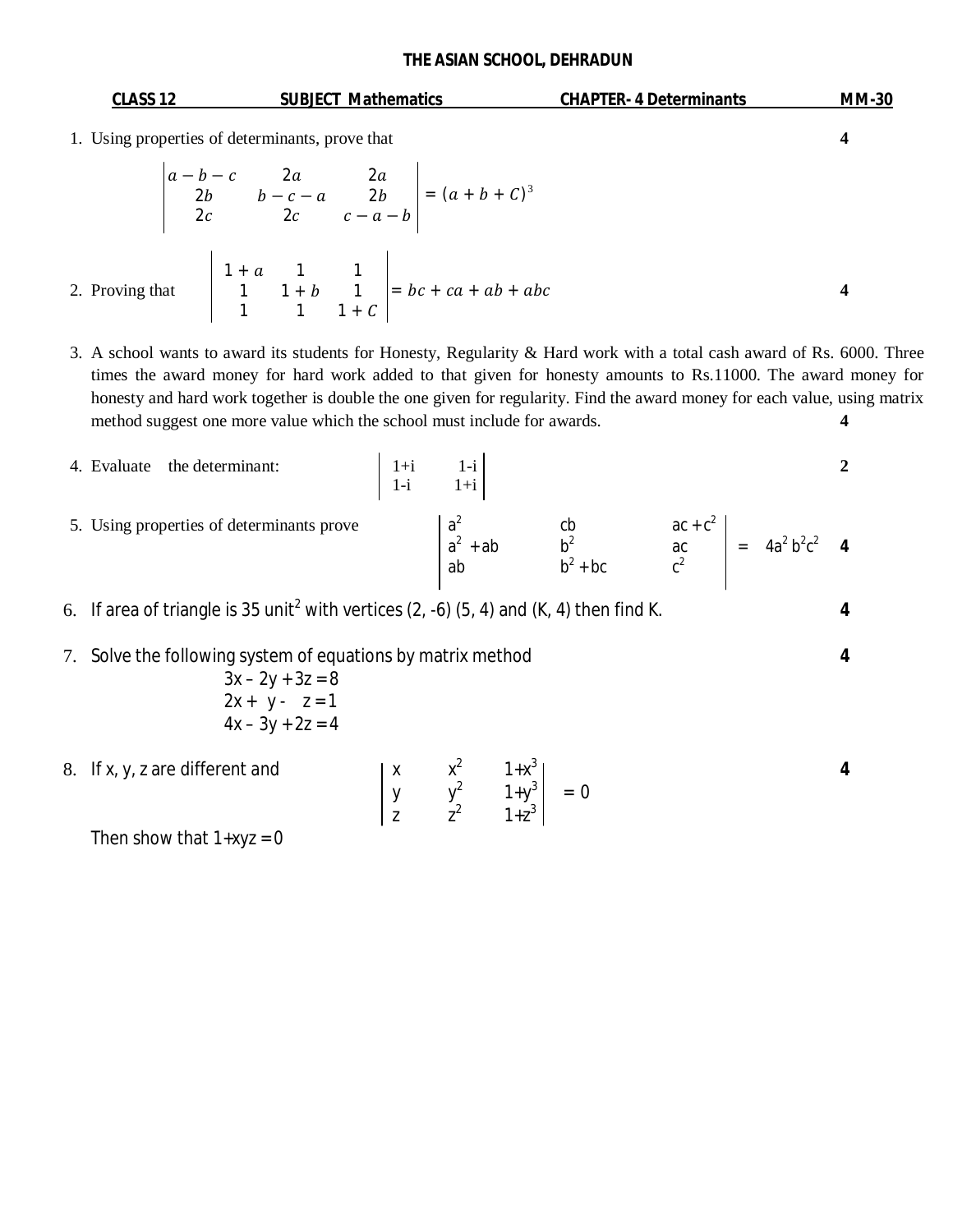**THE ASIAN SCHOOL, DEHRADUN**

**CLASS 12** | **SUBJECT Mathematics** | **CHAPTER- 4 Determinants** | **MM-30**

1. Using properties of determinants, prove that **4**

$$\begin{vmatrix} a-b-c & 2a & 2a \\ 2b & b-c-a & 2b \\ 2c & 2c & c-a-b \end{vmatrix} = (a+b+C)^3$$

2. Proving that $\begin{vmatrix} 1+a & 1 & 1 \\ 1 & 1+b & 1 \\ 1 & 1 & 1+C \end{vmatrix} = bc + ca + ab + abc$ **4**

3. A school wants to award its students for Honesty, Regularity & Hard work with a total cash award of Rs. 6000. Three times the award money for hard work added to that given for honesty amounts to Rs.11000. The award money for honesty and hard work together is double the one given for regularity. Find the award money for each value, using matrix method suggest one more value which the school must include for awards. **4**

4. Evaluate the determinant: $\begin{vmatrix} 1+i & 1-i \\ 1-i & 1+i \end{vmatrix}$ **2**

5. Using properties of determinants prove $\begin{vmatrix} a^2 & cb & ac+c^2 \\ a^2+ab & b^2 & ac \\ ab & b^2+bc & c^2 \end{vmatrix} = 4a^2b^2c^2$ **4**

6. If area of triangle is 35 unit$^2$ with vertices (2, -6) (5, 4) and (K, 4) then find K. **4**

7. Solve the following system of equations by matrix method **4**

$$3x - 2y + 3z = 8$$
$$2x + y - z = 1$$
$$4x - 3y + 2z = 4$$

8. If x, y, z are different and $\begin{vmatrix} x & x^2 & 1+x^3 \\ y & y^2 & 1+y^3 \\ z & z^2 & 1+z^3 \end{vmatrix} = 0$ **4**

Then show that $1+xyz = 0$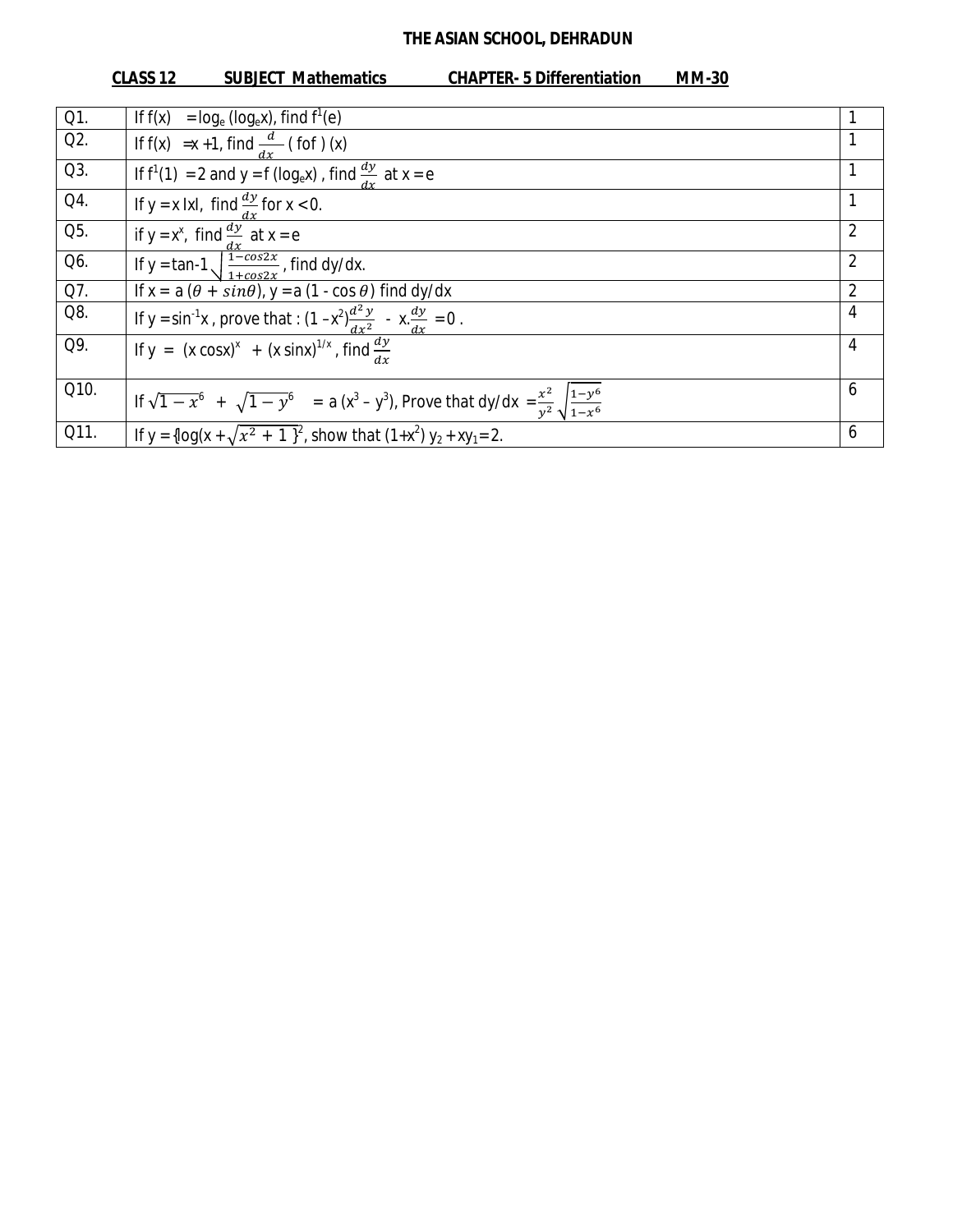# THE ASIAN SCHOOL, DEHRADUN

**CLASS 12 SUBJECT Mathematics CHAPTER- 5 Differentiation MM-30**

| | | |
|---|---|---|
| Q1. | If f(x) $= \log_e(\log_e x)$, find $f^1(e)$ | 1 |
| Q2. | If f(x) $= x + 1$, find $\frac{d}{dx}$ ( fof ) (x) | 1 |
| Q3. | If $f^1(1) = 2$ and y = f ($\log_e x$) , find $\frac{dy}{dx}$ at x = e | 1 |
| Q4. | If y = x \|x\|, find $\frac{dy}{dx}$ for x < 0. | 1 |
| Q5. | if $y = x^x$, find $\frac{dy}{dx}$ at x = e | 2 |
| Q6. | If y = tan-1 $\sqrt{\frac{1-\cos 2x}{1+\cos 2x}}$ , find dy/dx. | 2 |
| Q7. | If x = a $(\theta + \sin\theta)$, y = a (1 - cos $\theta$) find dy/dx | 2 |
| Q8. | If $y = \sin^{-1}x$ , prove that : $(1 - x^2)\frac{d^2y}{dx^2} - x.\frac{dy}{dx} = 0$ . | 4 |
| Q9. | If y = $(x \cos x)^x + (x \sin x)^{1/x}$ , find $\frac{dy}{dx}$ | 4 |
| Q10. | If $\sqrt{1-x^6} + \sqrt{1-y^6} = a(x^3 - y^3)$, Prove that dy/dx $= \frac{x^2}{y^2}\sqrt{\frac{1-y^6}{1-x^6}}$ | 6 |
| Q11. | If y = $\{\log(x + \sqrt{x^2 + 1}\}^2$, show that $(1+x^2)\, y_2 + xy_1 = 2$. | 6 |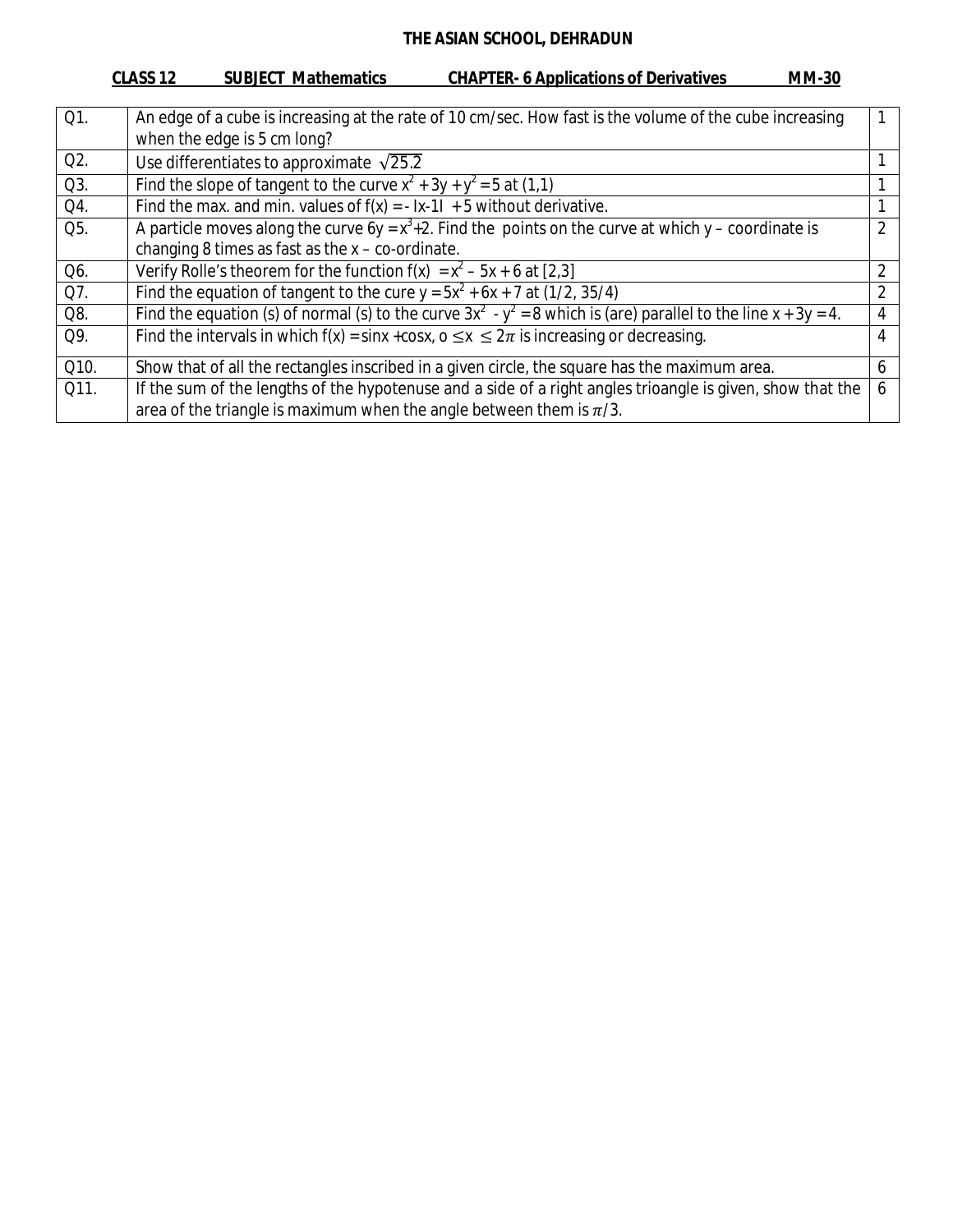# THE ASIAN SCHOOL, DEHRADUN

**CLASS 12 SUBJECT Mathematics CHAPTER- 6 Applications of Derivatives MM-30**

| | | |
|---|---|---|
| Q1. | An edge of a cube is increasing at the rate of 10 cm/sec. How fast is the volume of the cube increasing when the edge is 5 cm long? | 1 |
| Q2. | Use differentiates to approximate $\sqrt{25.2}$ | 1 |
| Q3. | Find the slope of tangent to the curve $x^2 + 3y + y^2 = 5$ at (1,1) | 1 |
| Q4. | Find the max. and min. values of $f(x) = - \lvert x-1 \rvert + 5$ without derivative. | 1 |
| Q5. | A particle moves along the curve $6y = x^3+2$. Find the points on the curve at which y – coordinate is changing 8 times as fast as the x – co-ordinate. | 2 |
| Q6. | Verify Rolle's theorem for the function $f(x) = x^2 - 5x + 6$ at [2,3] | 2 |
| Q7. | Find the equation of tangent to the cure $y = 5x^2 + 6x + 7$ at (1/2, 35/4) | 2 |
| Q8. | Find the equation (s) of normal (s) to the curve $3x^2 - y^2 = 8$ which is (are) parallel to the line $x + 3y = 4$. | 4 |
| Q9. | Find the intervals in which $f(x) = \sin x + \cos x$, $0 \leq x \leq 2\pi$ is increasing or decreasing. | 4 |
| Q10. | Show that of all the rectangles inscribed in a given circle, the square has the maximum area. | 6 |
| Q11. | If the sum of the lengths of the hypotenuse and a side of a right angles trioangle is given, show that the area of the triangle is maximum when the angle between them is $\pi/3$. | 6 |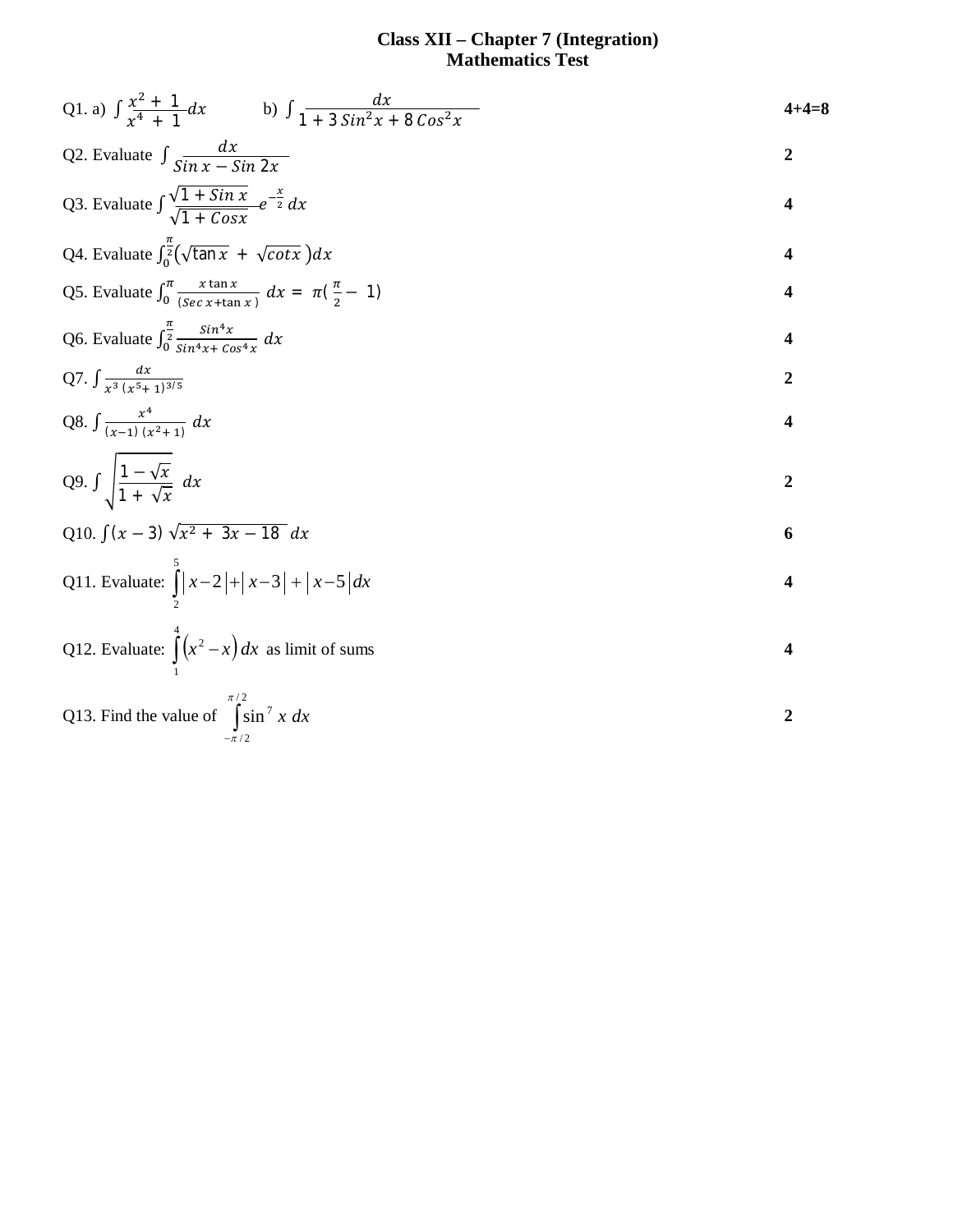**Class XII – Chapter 7 (Integration)**
**Mathematics Test**

Q1. a) $\int \frac{x^2 + 1}{x^4 + 1} dx$ b) $\int \frac{dx}{1 + 3\,Sin^2 x + 8\,Cos^2 x}$ **4+4=8**

Q2. Evaluate $\int \frac{dx}{Sin\,x - Sin\,2x}$ **2**

Q3. Evaluate $\int \frac{\sqrt{1 + Sin\,x}}{\sqrt{1 + Cos x}} e^{-\frac{x}{2}}\,dx$ **4**

Q4. Evaluate $\int_0^{\frac{\pi}{2}} \left(\sqrt{\tan x} + \sqrt{cot x}\right) dx$ **4**

Q5. Evaluate $\int_0^{\pi} \frac{x \tan x}{(Sec\,x + \tan x)}\, dx = \pi\left(\frac{\pi}{2} - 1\right)$ **4**

Q6. Evaluate $\int_0^{\frac{\pi}{2}} \frac{Sin^4 x}{Sin^4 x + Cos^4 x}\, dx$ **4**

Q7. $\int \frac{dx}{x^3\,(x^5 + 1)^{3/5}}$ **2**

Q8. $\int \frac{x^4}{(x-1)\,(x^2 + 1)}\, dx$ **4**

Q9. $\int \sqrt{\frac{1 - \sqrt{x}}{1 + \sqrt{x}}}\, dx$ **2**

Q10. $\int (x - 3)\,\sqrt{x^2 + 3x - 18}\, dx$ **6**

Q11. Evaluate: $\int_2^5 \left| x-2 \right| + \left| x-3 \right| + \left| x-5 \right| dx$ **4**

Q12. Evaluate: $\int_1^4 \left(x^2 - x\right) dx$ as limit of sums **4**

Q13. Find the value of $\int_{-\pi/2}^{\pi/2} \sin^7 x\; dx$ **2**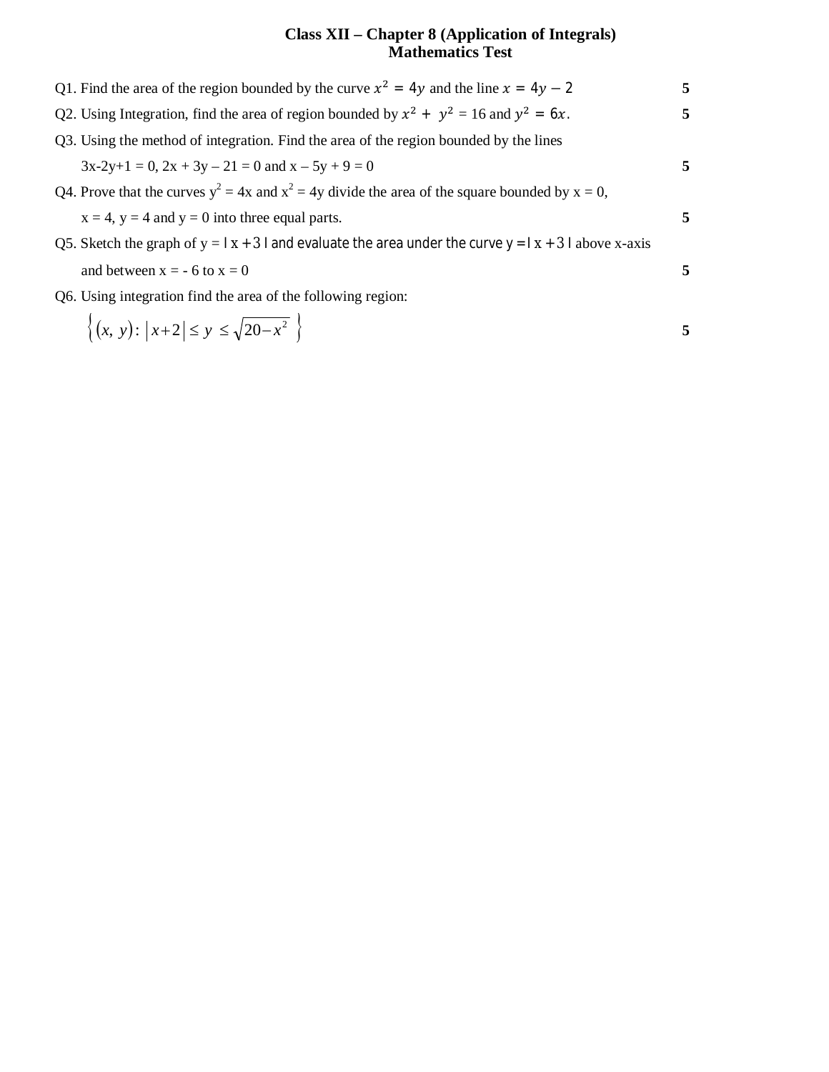# Class XII – Chapter 8 (Application of Integrals)
## Mathematics Test

Q1. Find the area of the region bounded by the curve $x^2 = 4y$ and the line $x = 4y - 2$ **5**

Q2. Using Integration, find the area of region bounded by $x^2 + y^2 = 16$ and $y^2 = 6x$. **5**

Q3. Using the method of integration. Find the area of the region bounded by the lines
$3x-2y+1 = 0$, $2x + 3y - 21 = 0$ and $x - 5y + 9 = 0$ **5**

Q4. Prove that the curves $y^2 = 4x$ and $x^2 = 4y$ divide the area of the square bounded by $x = 0$, $x = 4$, $y = 4$ and $y = 0$ into three equal parts. **5**

Q5. Sketch the graph of $y = |x + 3|$ and evaluate the area under the curve $y = |x + 3|$ above x-axis and between $x = -6$ to $x = 0$ **5**

Q6. Using integration find the area of the following region:

$\left\{(x, y) : |x+2| \le y \le \sqrt{20-x^2}\right\}$ **5**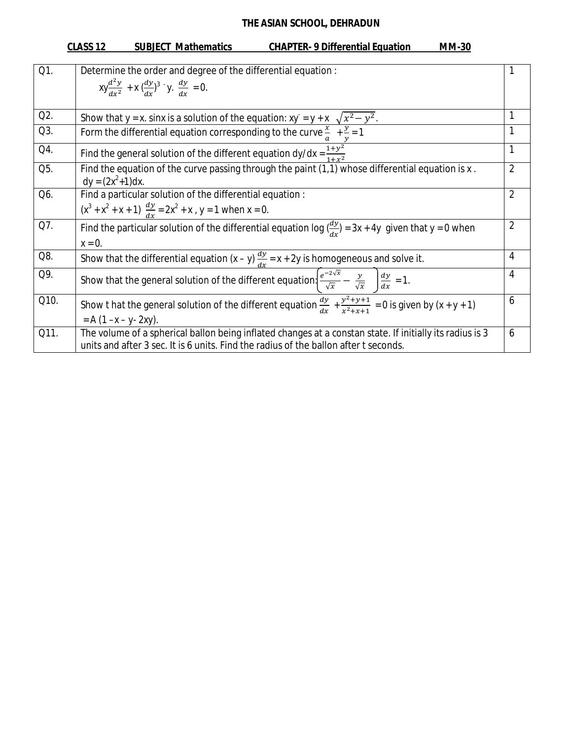**THE ASIAN SCHOOL, DEHRADUN**

**CLASS 12 SUBJECT Mathematics CHAPTER- 9 Differential Equation MM-30**

| | | |
|---|---|---|
| Q1. | Determine the order and degree of the differential equation : $xy\frac{d^2y}{dx^2} + x\left(\frac{dy}{dx}\right)^3 - y.\ \frac{dy}{dx} = 0.$ | 1 |
| Q2. | Show that y = x. sinx is a solution of the equation: $xy' = y + x\ \sqrt{x^2 - y^2}$. | 1 |
| Q3. | Form the differential equation corresponding to the curve $\frac{x}{a} + \frac{y}{y} = 1$ | 1 |
| Q4. | Find the general solution of the different equation $dy/dx = \frac{1+y^2}{1+x^2}$ | 1 |
| Q5. | Find the equation of the curve passing through the paint (1,1) whose differential equation is x . $dy = (2x^2+1)dx$. | 2 |
| Q6. | Find a particular solution of the differential equation : $(x^3 + x^2 + x + 1)\ \frac{dy}{dx} = 2x^2 + x$ , y = 1 when x = 0. | 2 |
| Q7. | Find the particular solution of the differential equation $\log\left(\frac{dy}{dx}\right) = 3x + 4y$ given that y = 0 when x = 0. | 2 |
| Q8. | Show that the differential equation $(x - y)\ \frac{dy}{dx} = x + 2y$ is homogeneous and solve it. | 4 |
| Q9. | Show that the general solution of the different equation: $\left(\frac{e^{-2\sqrt{x}}}{\sqrt{x}} - \frac{y}{\sqrt{x}}\right)\frac{dy}{dx} = 1.$ | 4 |
| Q10. | Show t hat the general solution of the different equation $\frac{dy}{dx} + \frac{y^2+y+1}{x^2+x+1} = 0$ is given by $(x + y + 1) = A\ (1 - x - y - 2xy)$. | 6 |
| Q11. | The volume of a spherical ballon being inflated changes at a constan state. If initially its radius is 3 units and after 3 sec. It is 6 units. Find the radius of the ballon after t seconds. | 6 |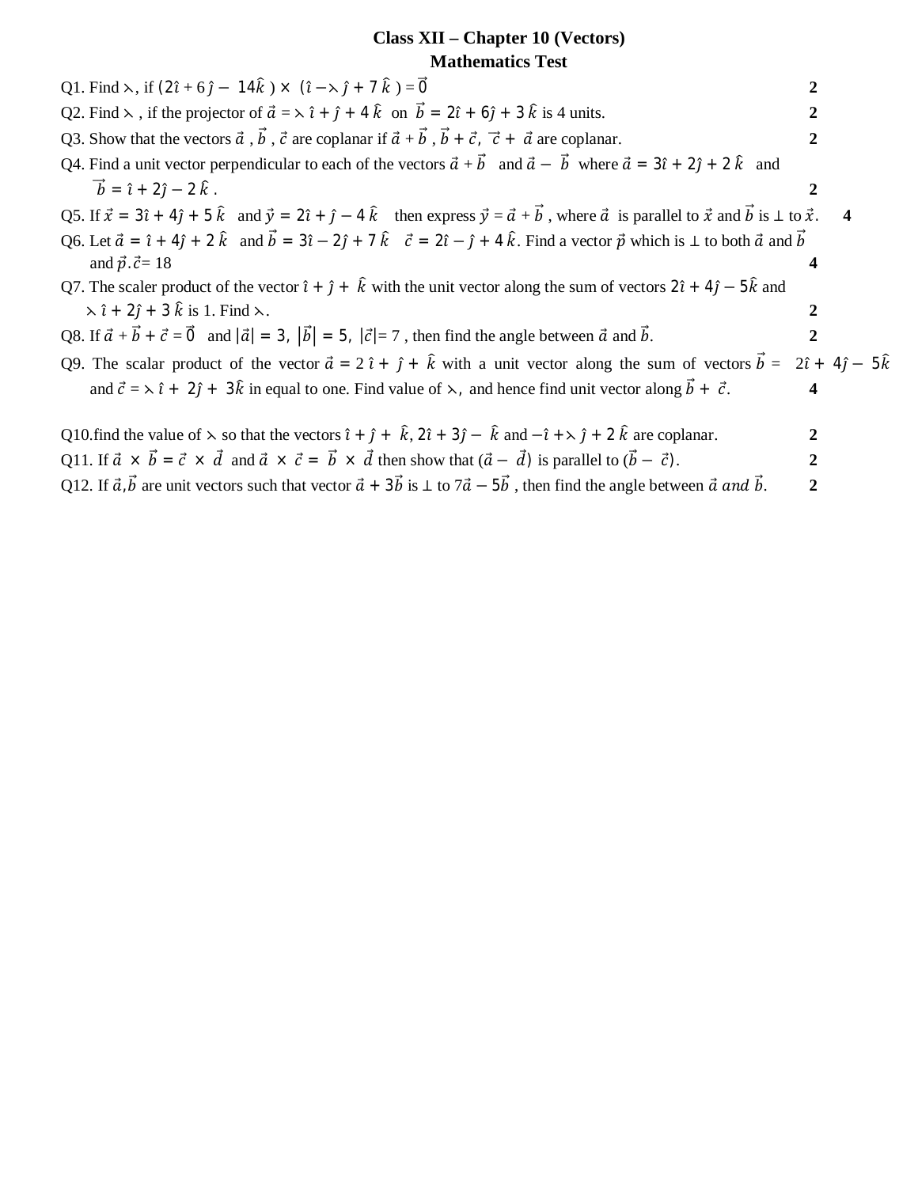**Class XII – Chapter 10 (Vectors)**
**Mathematics Test**

Q1. Find $\lambda$, if $(2\hat{\imath} + 6\hat{\jmath} - 14\hat{k}) \times (\hat{\imath} - \lambda\hat{\jmath} + 7\hat{k}) = \vec{0}$ **2**

Q2. Find $\lambda$ , if the projector of $\vec{a} = \lambda\hat{\imath} + \hat{\jmath} + 4\hat{k}$ on $\vec{b} = 2\hat{\imath} + 6\hat{\jmath} + 3\hat{k}$ is 4 units. **2**

Q3. Show that the vectors $\vec{a}$ , $\vec{b}$ , $\vec{c}$ are coplanar if $\vec{a} + \vec{b}$ , $\vec{b} + \vec{c}$, $\vec{c} + \vec{a}$ are coplanar. **2**

Q4. Find a unit vector perpendicular to each of the vectors $\vec{a} + \vec{b}$ and $\vec{a} - \vec{b}$ where $\vec{a} = 3\hat{\imath} + 2\hat{\jmath} + 2\hat{k}$ and $\vec{b} = \hat{\imath} + 2\hat{\jmath} - 2\hat{k}$ . **2**

Q5. If $\vec{x} = 3\hat{\imath} + 4\hat{\jmath} + 5\hat{k}$ and $\vec{y} = 2\hat{\imath} + \hat{\jmath} - 4\hat{k}$ then express $\vec{y} = \vec{a} + \vec{b}$ , where $\vec{a}$ is parallel to $\vec{x}$ and $\vec{b}$ is $\perp$ to $\vec{x}$. **4**

Q6. Let $\vec{a} = \hat{\imath} + 4\hat{\jmath} + 2\hat{k}$ and $\vec{b} = 3\hat{\imath} - 2\hat{\jmath} + 7\hat{k}$ $\vec{c} = 2\hat{\imath} - \hat{\jmath} + 4\hat{k}$. Find a vector $\vec{p}$ which is $\perp$ to both $\vec{a}$ and $\vec{b}$ and $\vec{p}.\vec{c} = 18$ **4**

Q7. The scaler product of the vector $\hat{\imath} + \hat{\jmath} + \hat{k}$ with the unit vector along the sum of vectors $2\hat{\imath} + 4\hat{\jmath} - 5\hat{k}$ and $\lambda\hat{\imath} + 2\hat{\jmath} + 3\hat{k}$ is 1. Find $\lambda$. **2**

Q8. If $\vec{a} + \vec{b} + \vec{c} = \vec{0}$ and $|\vec{a}| = 3$, $|\vec{b}| = 5$, $|\vec{c}| = 7$ , then find the angle between $\vec{a}$ and $\vec{b}$. **2**

Q9. The scalar product of the vector $\vec{a} = 2\hat{\imath} + \hat{\jmath} + \hat{k}$ with a unit vector along the sum of vectors $\vec{b} = 2\hat{\imath} + 4\hat{\jmath} - 5\hat{k}$ and $\vec{c} = \lambda\hat{\imath} + 2\hat{\jmath} + 3\hat{k}$ in equal to one. Find value of $\lambda$, and hence find unit vector along $\vec{b} + \vec{c}$. **4**

Q10.find the value of $\lambda$ so that the vectors $\hat{\imath} + \hat{\jmath} + \hat{k}$, $2\hat{\imath} + 3\hat{\jmath} - \hat{k}$ and $-\hat{\imath} + \lambda\hat{\jmath} + 2\hat{k}$ are coplanar. **2**

Q11. If $\vec{a} \times \vec{b} = \vec{c} \times \vec{d}$ and $\vec{a} \times \vec{c} = \vec{b} \times \vec{d}$ then show that $(\vec{a} - \vec{d})$ is parallel to $(\vec{b} - \vec{c})$. **2**

Q12. If $\vec{a}$,$\vec{b}$ are unit vectors such that vector $\vec{a} + 3\vec{b}$ is $\perp$ to $7\vec{a} - 5\vec{b}$ , then find the angle between $\vec{a}$ *and* $\vec{b}$. **2**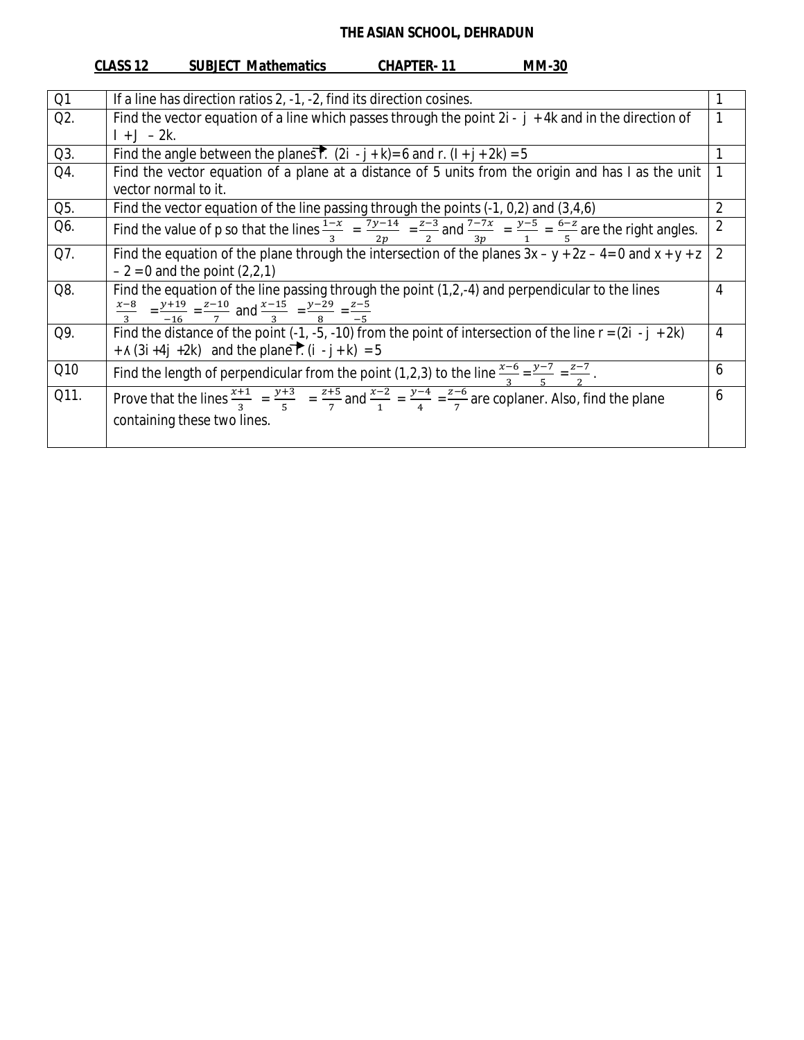# THE ASIAN SCHOOL, DEHRADUN

**CLASS 12 SUBJECT Mathematics CHAPTER- 11 MM-30**

| Q1 | If a line has direction ratios 2, -1, -2, find its direction cosines. | 1 |
|---|---|---|
| Q2. | Find the vector equation of a line which passes through the point 2i - j + 4k and in the direction of I + J – 2k. | 1 |
| Q3. | Find the angle between the planes $\vec{r}$. (2i - j + k)= 6 and r. (I + j + 2k) = 5 | 1 |
| Q4. | Find the vector equation of a plane at a distance of 5 units from the origin and has I as the unit vector normal to it. | 1 |
| Q5. | Find the vector equation of the line passing through the points (-1, 0,2) and (3,4,6) | 2 |
| Q6. | Find the value of p so that the lines $\frac{1-x}{3} = \frac{7y-14}{2p} = \frac{z-3}{2}$ and $\frac{7-7x}{3p} = \frac{y-5}{1} = \frac{6-z}{5}$ are the right angles. | 2 |
| Q7. | Find the equation of the plane through the intersection of the planes 3x – y + 2z – 4= 0 and x + y + z – 2 = 0 and the point (2,2,1) | 2 |
| Q8. | Find the equation of the line passing through the point (1,2,-4) and perpendicular to the lines $\frac{x-8}{3} = \frac{y+19}{-16} = \frac{z-10}{7}$ and $\frac{x-15}{3} = \frac{y-29}{8} = \frac{z-5}{-5}$ | 4 |
| Q9. | Find the distance of the point (-1, -5, -10) from the point of intersection of the line r = (2i - j + 2k) + ʌ (3i +4j +2k) and the plane $\vec{r}$. (i - j + k) = 5 | 4 |
| Q10 | Find the length of perpendicular from the point (1,2,3) to the line $\frac{x-6}{3} = \frac{y-7}{5} = \frac{z-7}{2}$. | 6 |
| Q11. | Prove that the lines $\frac{x+1}{3} = \frac{y+3}{5} = \frac{z+5}{7}$ and $\frac{x-2}{1} = \frac{y-4}{4} = \frac{z-6}{7}$ are coplaner. Also, find the plane containing these two lines. | 6 |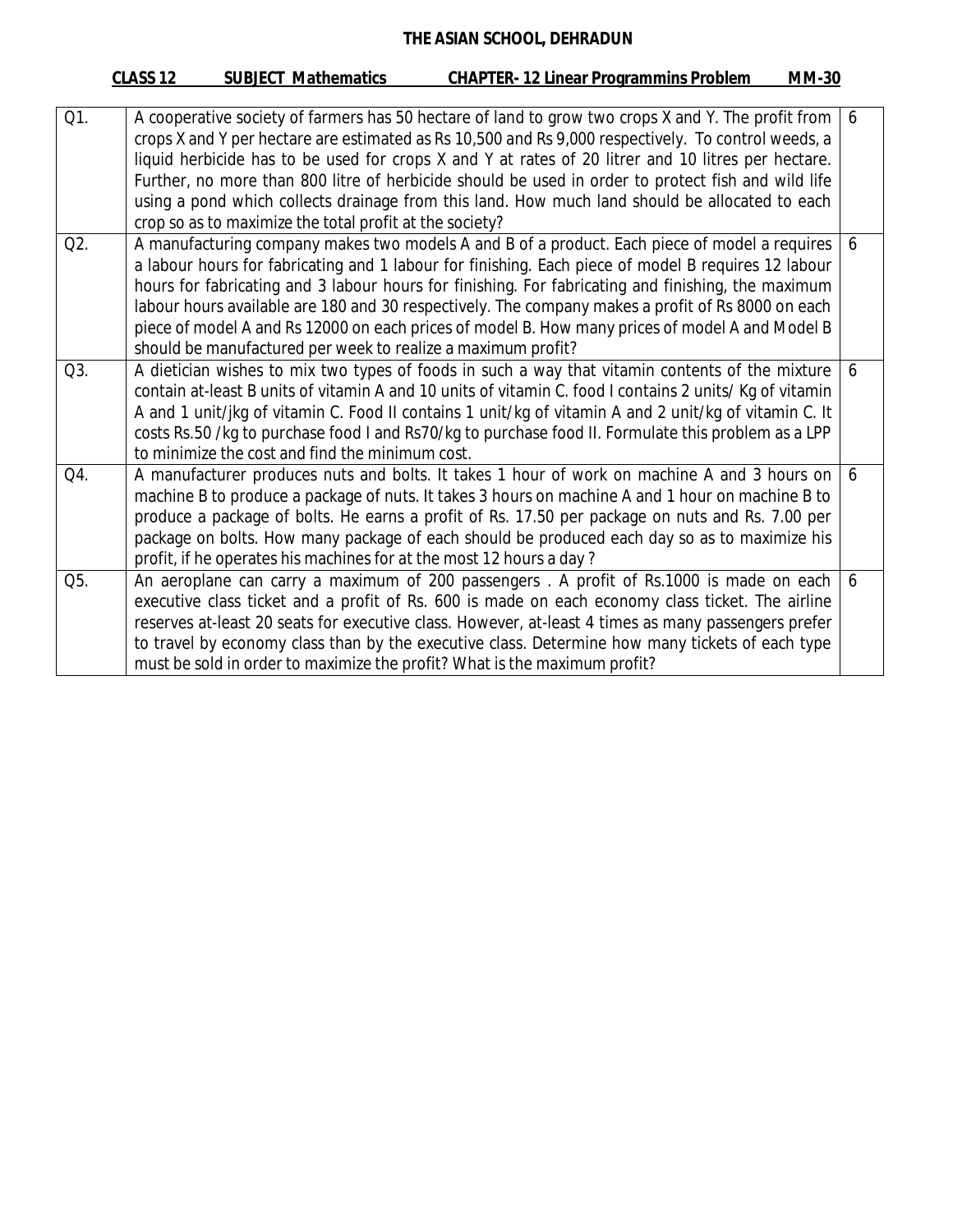# THE ASIAN SCHOOL, DEHRADUN

**CLASS 12 SUBJECT Mathematics CHAPTER- 12 Linear Programmins Problem MM-30**

| | | |
|---|---|---|
| Q1. | A cooperative society of farmers has 50 hectare of land to grow two crops X and Y. The profit from crops X and Y per hectare are estimated as Rs 10,500 and Rs 9,000 respectively. To control weeds, a liquid herbicide has to be used for crops X and Y at rates of 20 litrer and 10 litres per hectare. Further, no more than 800 litre of herbicide should be used in order to protect fish and wild life using a pond which collects drainage from this land. How much land should be allocated to each crop so as to maximize the total profit at the society? | 6 |
| Q2. | A manufacturing company makes two models A and B of a product. Each piece of model a requires a labour hours for fabricating and 1 labour for finishing. Each piece of model B requires 12 labour hours for fabricating and 3 labour hours for finishing. For fabricating and finishing, the maximum labour hours available are 180 and 30 respectively. The company makes a profit of Rs 8000 on each piece of model A and Rs 12000 on each prices of model B. How many prices of model A and Model B should be manufactured per week to realize a maximum profit? | 6 |
| Q3. | A dietician wishes to mix two types of foods in such a way that vitamin contents of the mixture contain at-least B units of vitamin A and 10 units of vitamin C. food I contains 2 units/ Kg of vitamin A and 1 unit/jkg of vitamin C. Food II contains 1 unit/kg of vitamin A and 2 unit/kg of vitamin C. It costs Rs.50 /kg to purchase food I and Rs70/kg to purchase food II. Formulate this problem as a LPP to minimize the cost and find the minimum cost. | 6 |
| Q4. | A manufacturer produces nuts and bolts. It takes 1 hour of work on machine A and 3 hours on machine B to produce a package of nuts. It takes 3 hours on machine A and 1 hour on machine B to produce a package of bolts. He earns a profit of Rs. 17.50 per package on nuts and Rs. 7.00 per package on bolts. How many package of each should be produced each day so as to maximize his profit, if he operates his machines for at the most 12 hours a day ? | 6 |
| Q5. | An aeroplane can carry a maximum of 200 passengers . A profit of Rs.1000 is made on each executive class ticket and a profit of Rs. 600 is made on each economy class ticket. The airline reserves at-least 20 seats for executive class. However, at-least 4 times as many passengers prefer to travel by economy class than by the executive class. Determine how many tickets of each type must be sold in order to maximize the profit? What is the maximum profit? | 6 |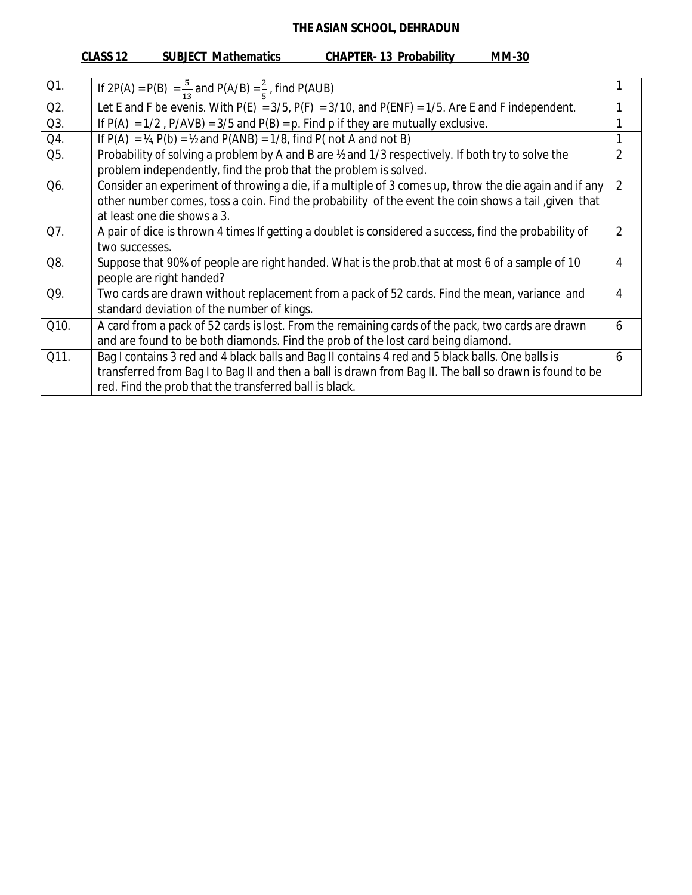# THE ASIAN SCHOOL, DEHRADUN

**CLASS 12 SUBJECT Mathematics CHAPTER- 13 Probability MM-30**

| | | |
|---|---|---|
| Q1. | If $2P(A) = P(B) = \frac{5}{13}$ and $P(A/B) = \frac{2}{5}$, find P(AUB) | 1 |
| Q2. | Let E and F be evenis. With P(E) = 3/5, P(F) = 3/10, and P(ENF) = 1/5. Are E and F independent. | 1 |
| Q3. | If P(A) = 1/2 , P/AVB) = 3/5 and P(B) = p. Find p if they are mutually exclusive. | 1 |
| Q4. | If P(A) = ¼, P(b) = ½ and P(ANB) = 1/8, find P( not A and not B) | 1 |
| Q5. | Probability of solving a problem by A and B are ½ and 1/3 respectively. If both try to solve the problem independently, find the prob that the problem is solved. | 2 |
| Q6. | Consider an experiment of throwing a die, if a multiple of 3 comes up, throw the die again and if any other number comes, toss a coin. Find the probability of the event the coin shows a tail ,given that at least one die shows a 3. | 2 |
| Q7. | A pair of dice is thrown 4 times If getting a doublet is considered a success, find the probability of two successes. | 2 |
| Q8. | Suppose that 90% of people are right handed. What is the prob.that at most 6 of a sample of 10 people are right handed? | 4 |
| Q9. | Two cards are drawn without replacement from a pack of 52 cards. Find the mean, variance and standard deviation of the number of kings. | 4 |
| Q10. | A card from a pack of 52 cards is lost. From the remaining cards of the pack, two cards are drawn and are found to be both diamonds. Find the prob of the lost card being diamond. | 6 |
| Q11. | Bag I contains 3 red and 4 black balls and Bag II contains 4 red and 5 black balls. One balls is transferred from Bag I to Bag II and then a ball is drawn from Bag II. The ball so drawn is found to be red. Find the prob that the transferred ball is black. | 6 |